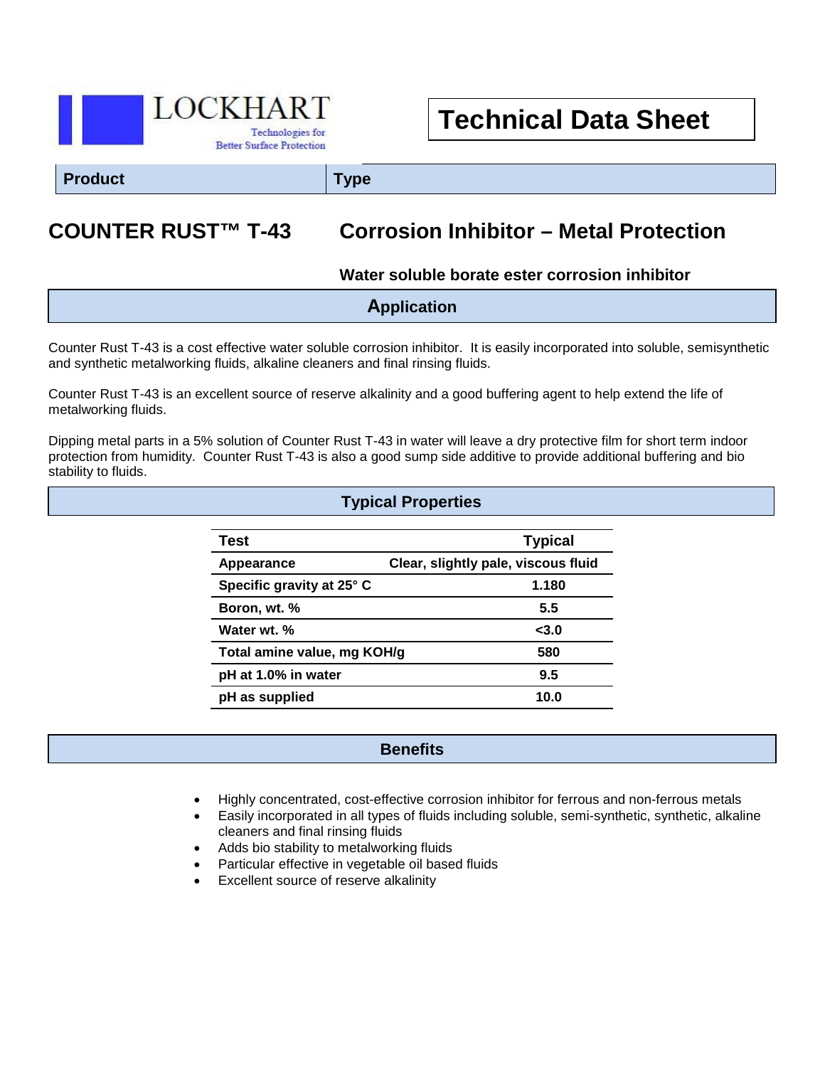LOCKHART

Technologies for Better Surface Protection

# Technical Data Sheet

| Product | Type |
| --- | --- |
| **COUNTER RUST™ T-43** | **Corrosion Inhibitor – Metal Protection** |
| | **Water soluble borate ester corrosion inhibitor** |

## Application

Counter Rust T-43 is a cost effective water soluble corrosion inhibitor. It is easily incorporated into soluble, semisynthetic and synthetic metalworking fluids, alkaline cleaners and final rinsing fluids.

Counter Rust T-43 is an excellent source of reserve alkalinity and a good buffering agent to help extend the life of metalworking fluids.

Dipping metal parts in a 5% solution of Counter Rust T-43 in water will leave a dry protective film for short term indoor protection from humidity. Counter Rust T-43 is also a good sump side additive to provide additional buffering and bio stability to fluids.

## Typical Properties

| Test | Typical |
| --- | --- |
| Appearance | Clear, slightly pale, viscous fluid |
| Specific gravity at 25° C | 1.180 |
| Boron, wt. % | 5.5 |
| Water wt. % | <3.0 |
| Total amine value, mg KOH/g | 580 |
| pH at 1.0% in water | 9.5 |
| pH as supplied | 10.0 |

## Benefits

- Highly concentrated, cost-effective corrosion inhibitor for ferrous and non-ferrous metals
- Easily incorporated in all types of fluids including soluble, semi-synthetic, synthetic, alkaline cleaners and final rinsing fluids
- Adds bio stability to metalworking fluids
- Particular effective in vegetable oil based fluids
- Excellent source of reserve alkalinity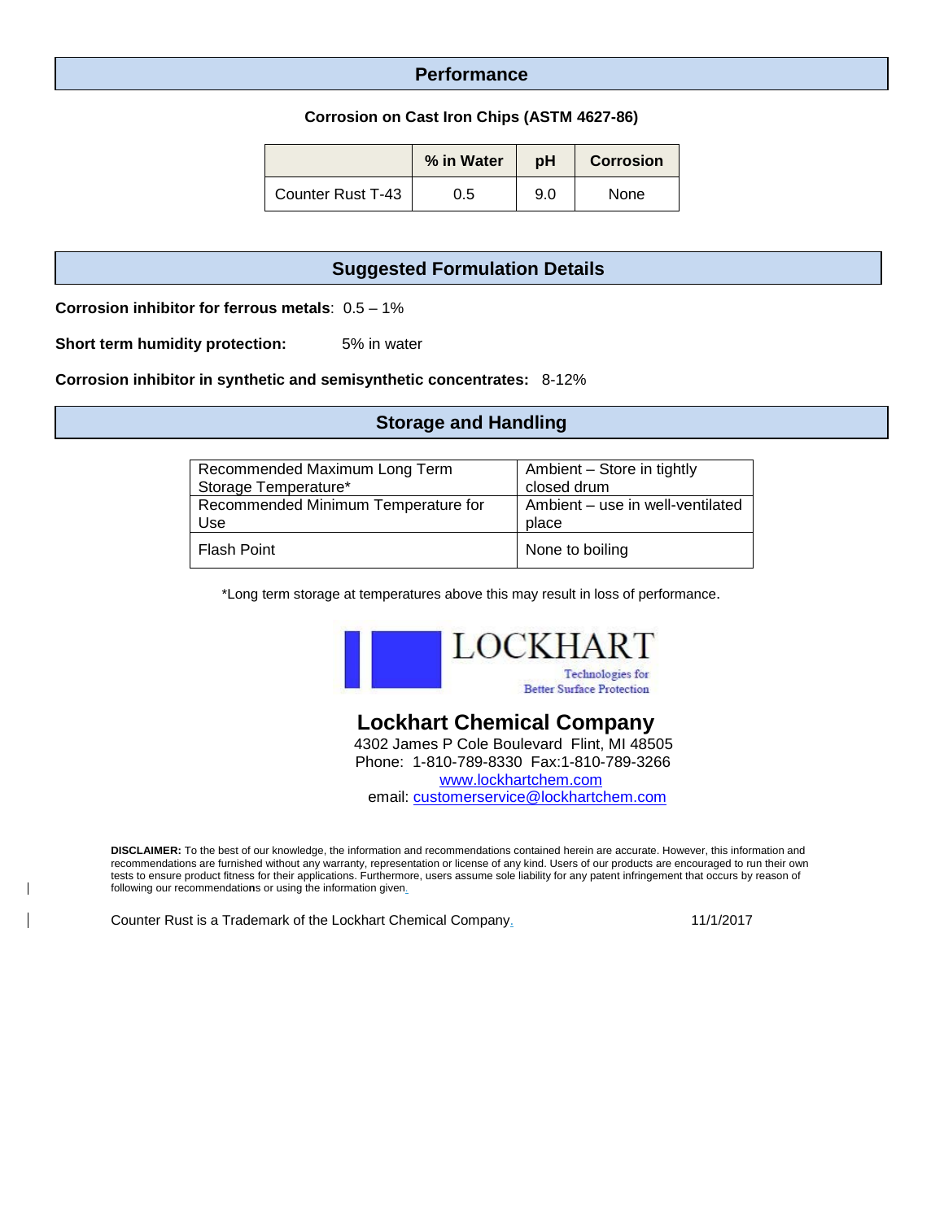## Performance

**Corrosion on Cast Iron Chips (ASTM 4627-86)**

| | % in Water | pH | Corrosion |
|---|---|---|---|
| Counter Rust T-43 | 0.5 | 9.0 | None |

## Suggested Formulation Details

**Corrosion inhibitor for ferrous metals**: 0.5 – 1%

**Short term humidity protection:** 5% in water

**Corrosion inhibitor in synthetic and semisynthetic concentrates:** 8-12%

## Storage and Handling

| | |
|---|---|
| Recommended Maximum Long Term Storage Temperature* | Ambient – Store in tightly closed drum |
| Recommended Minimum Temperature for Use | Ambient – use in well-ventilated place |
| Flash Point | None to boiling |

*Long term storage at temperatures above this may result in loss of performance.

LOCKHART
Technologies for
Better Surface Protection

**Lockhart Chemical Company**
4302 James P Cole Boulevard Flint, MI 48505
Phone: 1-810-789-8330 Fax:1-810-789-3266
www.lockhartchem.com
email: customerservice@lockhartchem.com

**DISCLAIMER:** To the best of our knowledge, the information and recommendations contained herein are accurate. However, this information and recommendations are furnished without any warranty, representation or license of any kind. Users of our products are encouraged to run their own tests to ensure product fitness for their applications. Furthermore, users assume sole liability for any patent infringement that occurs by reason of following our recommendations or using the information given.

Counter Rust is a Trademark of the Lockhart Chemical Company. 11/1/2017